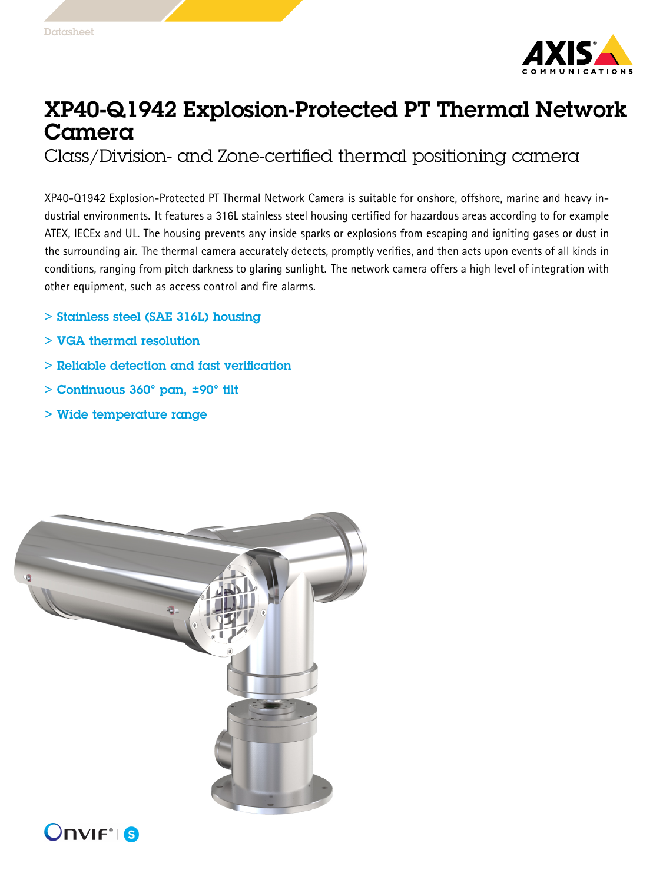Datasheet

# XP40-Q1942 Explosion-Protected PT Thermal Network Camera

## Class/Division- and Zone-certified thermal positioning camera

XP40-Q1942 Explosion-Protected PT Thermal Network Camera is suitable for onshore, offshore, marine and heavy industrial environments. It features a 316L stainless steel housing certified for hazardous areas according to for example ATEX, IECEx and UL. The housing prevents any inside sparks or explosions from escaping and igniting gases or dust in the surrounding air. The thermal camera accurately detects, promptly verifies, and then acts upon events of all kinds in conditions, ranging from pitch darkness to glaring sunlight. The network camera offers a high level of integration with other equipment, such as access control and fire alarms.

- Stainless steel (SAE 316L) housing
- VGA thermal resolution
- Reliable detection and fast verification
- Continuous 360° pan, ±90° tilt
- Wide temperature range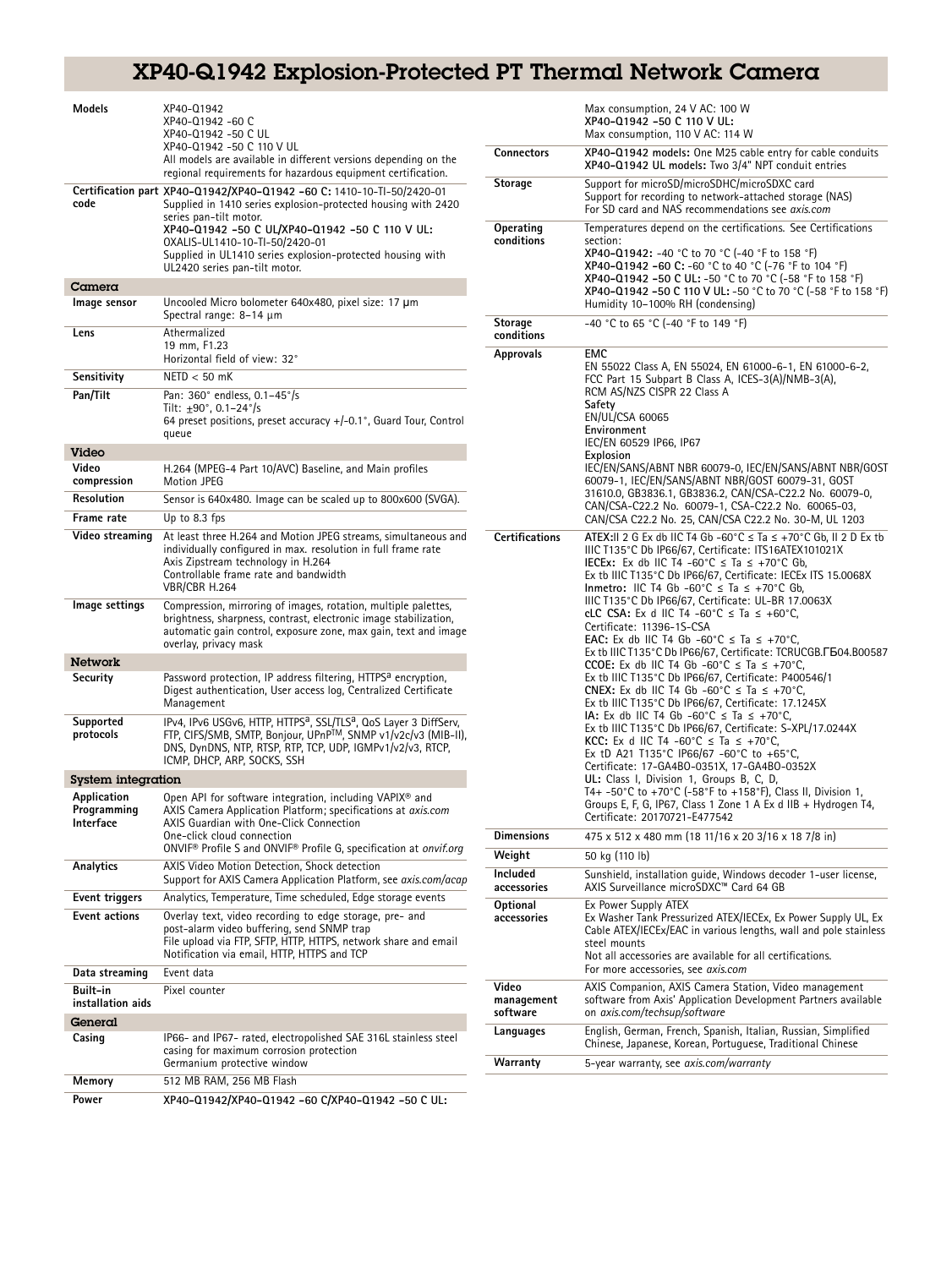# XP40-Q1942 Explosion-Protected PT Thermal Network Camera

| | |
|---|---|
| **Models** | XP40-Q1942<br>XP40-Q1942 -60 C<br>XP40-Q1942 -50 C UL<br>XP40-Q1942 -50 C 110 V UL<br>All models are available in different versions depending on the regional requirements for hazardous equipment certification. |
| **Certification part code** | **XP40-Q1942/XP40-Q1942 -60 C:** 1410-10-TI-50/2420-01<br>Supplied in 1410 series explosion-protected housing with 2420 series pan-tilt motor.<br>**XP40-Q1942 -50 C UL/XP40-Q1942 -50 C 110 V UL:** OXALIS-UL1410-10-TI-50/2420-01<br>Supplied in UL1410 series explosion-protected housing with UL2420 series pan-tilt motor. |

## Camera

| | |
|---|---|
| **Image sensor** | Uncooled Micro bolometer 640x480, pixel size: 17 µm<br>Spectral range: 8–14 µm |
| **Lens** | Athermalized<br>19 mm, F1.23<br>Horizontal field of view: 32° |
| **Sensitivity** | NETD < 50 mK |
| **Pan/Tilt** | Pan: 360° endless, 0.1–45°/s<br>Tilt: ±90°, 0.1–24°/s<br>64 preset positions, preset accuracy +/-0.1°, Guard Tour, Control queue |

## Video

| | |
|---|---|
| **Video compression** | H.264 (MPEG-4 Part 10/AVC) Baseline, and Main profiles<br>Motion JPEG |
| **Resolution** | Sensor is 640x480. Image can be scaled up to 800x600 (SVGA). |
| **Frame rate** | Up to 8.3 fps |
| **Video streaming** | At least three H.264 and Motion JPEG streams, simultaneous and individually configured in max. resolution in full frame rate<br>Axis Zipstream technology in H.264<br>Controllable frame rate and bandwidth<br>VBR/CBR H.264 |
| **Image settings** | Compression, mirroring of images, rotation, multiple palettes, brightness, sharpness, contrast, electronic image stabilization, automatic gain control, exposure zone, max gain, text and image overlay, privacy mask |

## Network

| | |
|---|---|
| **Security** | Password protection, IP address filtering, HTTPS[a] encryption, Digest authentication, User access log, Centralized Certificate Management |
| **Supported protocols** | IPv4, IPv6 USGv6, HTTP, HTTPS[a], SSL/TLS[a], QoS Layer 3 DiffServ, FTP, CIFS/SMB, SMTP, Bonjour, UPnP™, SNMP v1/v2c/v3 (MIB-II), DNS, DynDNS, NTP, RTSP, RTP, TCP, UDP, IGMPv1/v2/v3, RTCP, ICMP, DHCP, ARP, SOCKS, SSH |

## System integration

| | |
|---|---|
| **Application Programming Interface** | Open API for software integration, including VAPIX® and AXIS Camera Application Platform; specifications at *axis.com*<br>AXIS Guardian with One-Click Connection<br>One-click cloud connection<br>ONVIF® Profile S and ONVIF® Profile G, specification at *onvif.org* |
| **Analytics** | AXIS Video Motion Detection, Shock detection<br>Support for AXIS Camera Application Platform, see *axis.com/acap* |
| **Event triggers** | Analytics, Temperature, Time scheduled, Edge storage events |
| **Event actions** | Overlay text, video recording to edge storage, pre- and post-alarm video buffering, send SNMP trap<br>File upload via FTP, SFTP, HTTP, HTTPS, network share and email<br>Notification via email, HTTP, HTTPS and TCP |
| **Data streaming** | Event data |
| **Built-in installation aids** | Pixel counter |

## General

| | |
|---|---|
| **Casing** | IP66- and IP67- rated, electropolished SAE 316L stainless steel casing for maximum corrosion protection<br>Germanium protective window |
| **Memory** | 512 MB RAM, 256 MB Flash |
| **Power** | **XP40-Q1942/XP40-Q1942 -60 C/XP40-Q1942 -50 C UL:**<br>Max consumption, 24 V AC: 100 W<br>**XP40-Q1942 -50 C 110 V UL:**<br>Max consumption, 110 V AC: 114 W |
| **Connectors** | **XP40-Q1942 models:** One M25 cable entry for cable conduits<br>**XP40-Q1942 UL models:** Two 3/4" NPT conduit entries |
| **Storage** | Support for microSD/microSDHC/microSDXC card<br>Support for recording to network-attached storage (NAS)<br>For SD card and NAS recommendations see *axis.com* |
| **Operating conditions** | Temperatures depend on the certifications. See Certifications section:<br>**XP40-Q1942:** -40 °C to 70 °C (-40 °F to 158 °F)<br>**XP40-Q1942 -60 C:** -60 °C to 40 °C (-76 °F to 104 °F)<br>**XP40-Q1942 -50 C UL:** -50 °C to 70 °C (-58 °F to 158 °F)<br>**XP40-Q1942 -50 C 110 V UL:** -50 °C to 70 °C (-58 °F to 158 °F)<br>Humidity 10–100% RH (condensing) |
| **Storage conditions** | -40 °C to 65 °C (-40 °F to 149 °F) |
| **Approvals** | **EMC**<br>EN 55022 Class A, EN 55024, EN 61000-6-1, EN 61000-6-2, FCC Part 15 Subpart B Class A, ICES-3(A)/NMB-3(A), RCM AS/NZS CISPR 22 Class A<br>**Safety**<br>EN/UL/CSA 60065<br>**Environment**<br>IEC/EN 60529 IP66, IP67<br>**Explosion**<br>IEC/EN/SANS/ABNT NBR 60079-0, IEC/EN/SANS/ABNT NBR/GOST 60079-1, IEC/EN/SANS/ABNT NBR/GOST 60079-31, GOST 31610.0, GB3836.1, GB3836.2, CAN/CSA-C22.2 No. 60079-0, CAN/CSA-C22.2 No. 60079-1, CSA-C22.2 No. 60065-03, CAN/CSA C22.2 No. 25, CAN/CSA C22.2 No. 30-M, UL 1203 |
| **Certifications** | **ATEX:**II 2 G Ex db IIC T4 Gb -60°C ≤ Ta ≤ +70°C Gb, II 2 D Ex tb IIIC T135°C Db IP66/67, Certificate: ITS16ATEX101021X<br>**IECEx:** Ex db IIC T4 -60°C ≤ Ta ≤ +70°C Gb, Ex tb IIIC T135°C Db IP66/67, Certificate: IECEx ITS 15.0068X<br>**Inmetro:** IIC T4 Gb -60°C ≤ Ta ≤ +70°C Gb, IIIC T135°C Db IP66/67, Certificate: UL-BR 17.0063X<br>**cLC CSA:** Ex d IIC T4 -60°C ≤ Ta ≤ +60°C, Certificate: 11396-1S-CSA<br>**EAC:** Ex db IIC T4 Gb -60°C ≤ Ta ≤ +70°C, Ex tb IIIC T135°C Db IP66/67, Certificate: TCRUCGB.ГБ04.B00587<br>**CCOE:** Ex db IIC T4 Gb -60°C ≤ Ta ≤ +70°C, Ex tb IIIC T135°C Db IP66/67, Certificate: P400546/1<br>**CNEX:** Ex db IIC T4 Gb -60°C ≤ Ta ≤ +70°C, Ex tb IIIC T135°C Db IP66/67, Certificate: 17.1245X<br>**IA:** Ex db IIC T4 Gb -60°C ≤ Ta ≤ +70°C, Ex tb IIIC T135°C Db IP66/67, Certificate: S-XPL/17.0244X<br>**KCC:** Ex d IIC T4 -60°C ≤ Ta ≤ +70°C, Ex tD A21 T135°C IP66/67 -60°C to +65°C, Certificate: 17-GA4BO-0351X, 17-GA4BO-0352X<br>**UL:** Class I, Division 1, Groups B, C, D, T4+ -50°C to +70°C (-58°F to +158°F), Class II, Division 1, Groups E, F, G, IP67, Class 1 Zone 1 A Ex d IIB + Hydrogen T4, Certificate: 20170721-E477542 |
| **Dimensions** | 475 x 512 x 480 mm (18 11/16 x 20 3/16 x 18 7/8 in) |
| **Weight** | 50 kg (110 lb) |
| **Included accessories** | Sunshield, installation guide, Windows decoder 1-user license, AXIS Surveillance microSDXC™ Card 64 GB |
| **Optional accessories** | Ex Power Supply ATEX<br>Ex Washer Tank Pressurized ATEX/IECEx, Ex Power Supply UL, Ex Cable ATEX/IECEx/EAC in various lengths, wall and pole stainless steel mounts<br>Not all accessories are available for all certifications.<br>For more accessories, see *axis.com* |
| **Video management software** | AXIS Companion, AXIS Camera Station, Video management software from Axis' Application Development Partners available on *axis.com/techsup/software* |
| **Languages** | English, German, French, Spanish, Italian, Russian, Simplified Chinese, Japanese, Korean, Portuguese, Traditional Chinese |
| **Warranty** | 5-year warranty, see *axis.com/warranty* |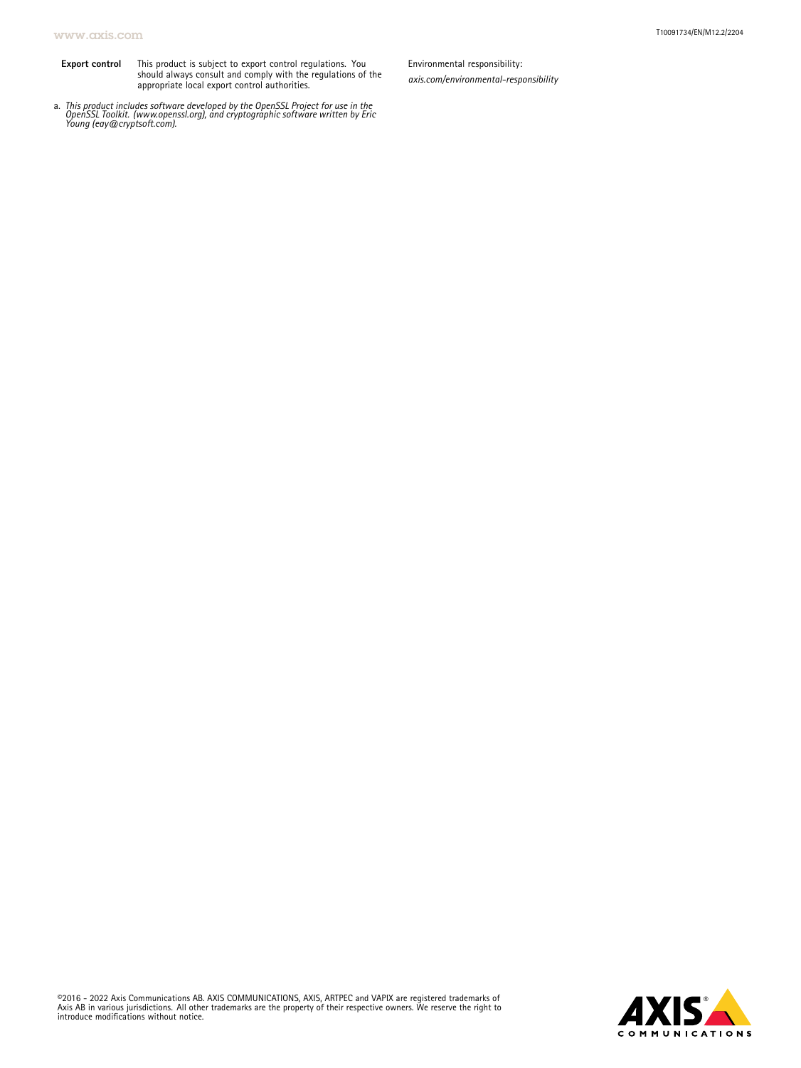| | |
|---|---|
| **Export control** | This product is subject to export control regulations. You should always consult and comply with the regulations of the appropriate local export control authorities. |

a. *This product includes software developed by the OpenSSL Project for use in the OpenSSL Toolkit. (www.openssl.org), and cryptographic software written by Eric Young (eay@cryptsoft.com).*

Environmental responsibility:

*axis.com/environmental-responsibility*

©2016 - 2022 Axis Communications AB. AXIS COMMUNICATIONS, AXIS, ARTPEC and VAPIX are registered trademarks of Axis AB in various jurisdictions. All other trademarks are the property of their respective owners. We reserve the right to introduce modifications without notice.